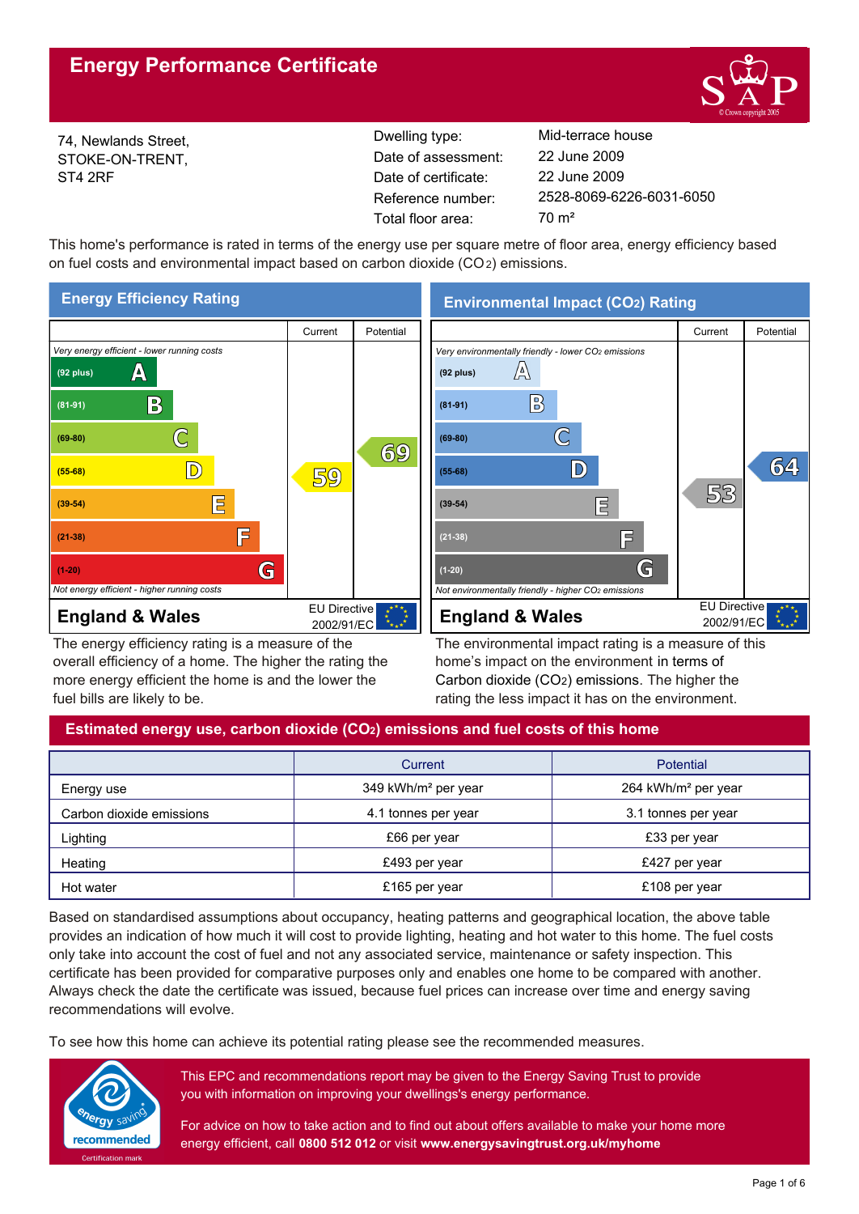# Energy Performance Certificate

74, Newlands Street,
STOKE-ON-TRENT,
ST4 2RF

| | |
|---|---|
| Dwelling type: | Mid-terrace house |
| Date of assessment: | 22 June 2009 |
| Date of certificate: | 22 June 2009 |
| Reference number: | 2528-8069-6226-6031-6050 |
| Total floor area: | 70 m² |

This home's performance is rated in terms of the energy use per square metre of floor area, energy efficiency based on fuel costs and environmental impact based on carbon dioxide ($CO_2$) emissions.

## Energy Efficiency Rating

| | Current | Potential |
|---|---|---|
| *Very energy efficient - lower running costs* | | |
| (92 plus) A | | |
| (81-91) B | | |
| (69-80) C | | 69 |
| (55-68) D | 59 | |
| (39-54) E | | |
| (21-38) F | | |
| (1-20) G | | |
| *Not energy efficient - higher running costs* | | |

**England & Wales** — EU Directive 2002/91/EC

The energy efficiency rating is a measure of the overall efficiency of a home. The higher the rating the more energy efficient the home is and the lower the fuel bills are likely to be.

## Environmental Impact ($CO_2$) Rating

| | Current | Potential |
|---|---|---|
| *Very environmentally friendly - lower $CO_2$ emissions* | | |
| (92 plus) A | | |
| (81-91) B | | |
| (69-80) C | | |
| (55-68) D | | 64 |
| (39-54) E | 53 | |
| (21-38) F | | |
| (1-20) G | | |
| *Not environmentally friendly - higher $CO_2$ emissions* | | |

**England & Wales** — EU Directive 2002/91/EC

The environmental impact rating is a measure of this home's impact on the environment in terms of Carbon dioxide ($CO_2$) emissions. The higher the rating the less impact it has on the environment.

## Estimated energy use, carbon dioxide ($CO_2$) emissions and fuel costs of this home

| | Current | Potential |
|---|---|---|
| Energy use | 349 kWh/m² per year | 264 kWh/m² per year |
| Carbon dioxide emissions | 4.1 tonnes per year | 3.1 tonnes per year |
| Lighting | £66 per year | £33 per year |
| Heating | £493 per year | £427 per year |
| Hot water | £165 per year | £108 per year |

Based on standardised assumptions about occupancy, heating patterns and geographical location, the above table provides an indication of how much it will cost to provide lighting, heating and hot water to this home. The fuel costs only take into account the cost of fuel and not any associated service, maintenance or safety inspection. This certificate has been provided for comparative purposes only and enables one home to be compared with another. Always check the date the certificate was issued, because fuel prices can increase over time and energy saving recommendations will evolve.

To see how this home can achieve its potential rating please see the recommended measures.

This EPC and recommendations report may be given to the Energy Saving Trust to provide you with information on improving your dwellings's energy performance.

For advice on how to take action and to find out about offers available to make your home more energy efficient, call **0800 512 012** or visit **www.energysavingtrust.org.uk/myhome**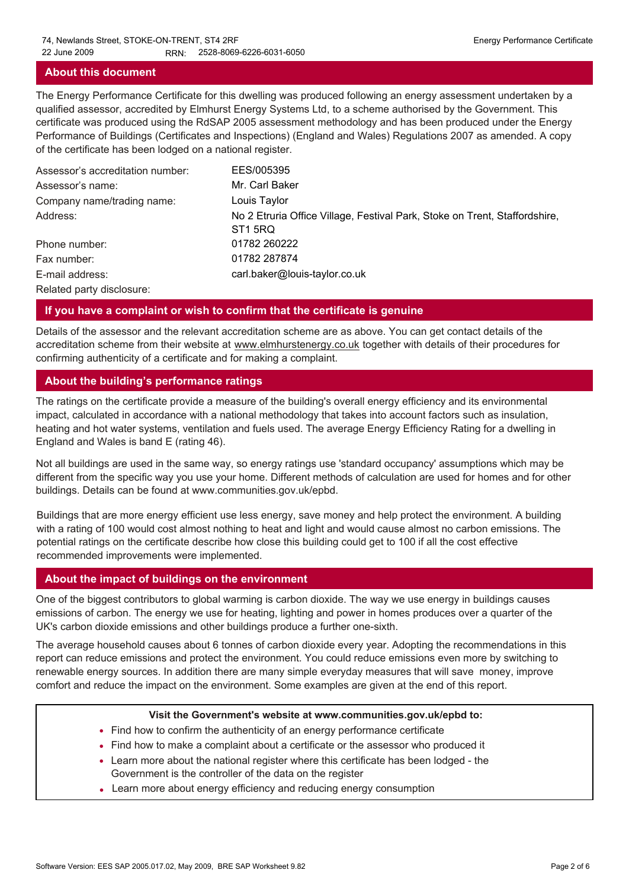## About this document

The Energy Performance Certificate for this dwelling was produced following an energy assessment undertaken by a qualified assessor, accredited by Elmhurst Energy Systems Ltd, to a scheme authorised by the Government. This certificate was produced using the RdSAP 2005 assessment methodology and has been produced under the Energy Performance of Buildings (Certificates and Inspections) (England and Wales) Regulations 2007 as amended. A copy of the certificate has been lodged on a national register.

| | |
|---|---|
| Assessor's accreditation number: | EES/005395 |
| Assessor's name: | Mr. Carl Baker |
| Company name/trading name: | Louis Taylor |
| Address: | No 2 Etruria Office Village, Festival Park, Stoke on Trent, Staffordshire, ST1 5RQ |
| Phone number: | 01782 260222 |
| Fax number: | 01782 287874 |
| E-mail address: | carl.baker@louis-taylor.co.uk |
| Related party disclosure: | |

## If you have a complaint or wish to confirm that the certificate is genuine

Details of the assessor and the relevant accreditation scheme are as above. You can get contact details of the accreditation scheme from their website at www.elmhurstenergy.co.uk together with details of their procedures for confirming authenticity of a certificate and for making a complaint.

## About the building's performance ratings

The ratings on the certificate provide a measure of the building's overall energy efficiency and its environmental impact, calculated in accordance with a national methodology that takes into account factors such as insulation, heating and hot water systems, ventilation and fuels used. The average Energy Efficiency Rating for a dwelling in England and Wales is band E (rating 46).

Not all buildings are used in the same way, so energy ratings use 'standard occupancy' assumptions which may be different from the specific way you use your home. Different methods of calculation are used for homes and for other buildings. Details can be found at www.communities.gov.uk/epbd.

Buildings that are more energy efficient use less energy, save money and help protect the environment. A building with a rating of 100 would cost almost nothing to heat and light and would cause almost no carbon emissions. The potential ratings on the certificate describe how close this building could get to 100 if all the cost effective recommended improvements were implemented.

## About the impact of buildings on the environment

One of the biggest contributors to global warming is carbon dioxide. The way we use energy in buildings causes emissions of carbon. The energy we use for heating, lighting and power in homes produces over a quarter of the UK's carbon dioxide emissions and other buildings produce a further one-sixth.

The average household causes about 6 tonnes of carbon dioxide every year. Adopting the recommendations in this report can reduce emissions and protect the environment. You could reduce emissions even more by switching to renewable energy sources. In addition there are many simple everyday measures that will save money, improve comfort and reduce the impact on the environment. Some examples are given at the end of this report.

**Visit the Government's website at www.communities.gov.uk/epbd to:**

- Find how to confirm the authenticity of an energy performance certificate
- Find how to make a complaint about a certificate or the assessor who produced it
- Learn more about the national register where this certificate has been lodged - the Government is the controller of the data on the register
- Learn more about energy efficiency and reducing energy consumption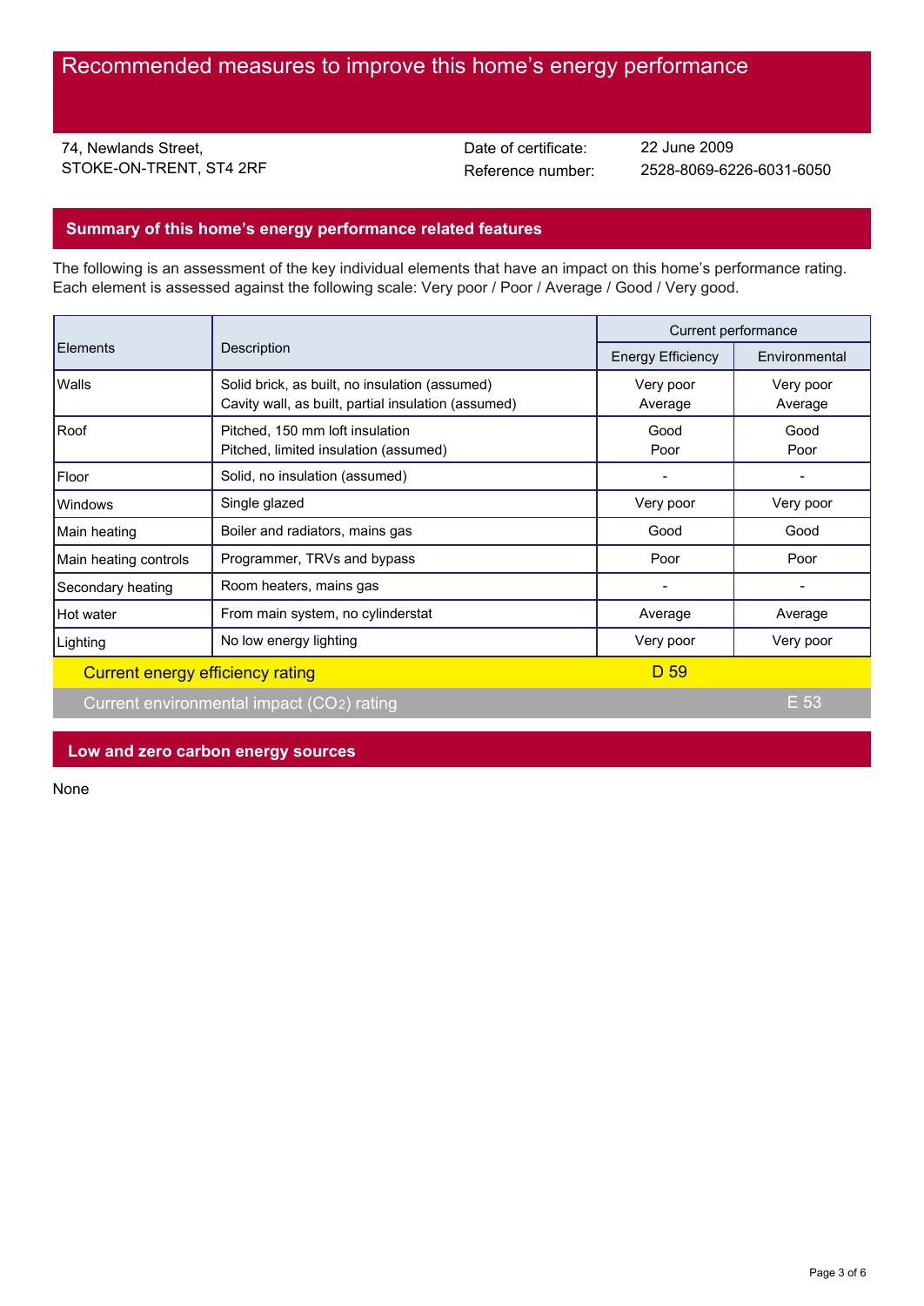# Recommended measures to improve this home's energy performance

74, Newlands Street,
STOKE-ON-TRENT, ST4 2RF

Date of certificate: 22 June 2009
Reference number: 2528-8069-6226-6031-6050

## Summary of this home's energy performance related features

The following is an assessment of the key individual elements that have an impact on this home's performance rating. Each element is assessed against the following scale: Very poor / Poor / Average / Good / Very good.

| Elements | Description | Current performance | |
|---|---|---|---|
| | | Energy Efficiency | Environmental |
| Walls | Solid brick, as built, no insulation (assumed)<br>Cavity wall, as built, partial insulation (assumed) | Very poor<br>Average | Very poor<br>Average |
| Roof | Pitched, 150 mm loft insulation<br>Pitched, limited insulation (assumed) | Good<br>Poor | Good<br>Poor |
| Floor | Solid, no insulation (assumed) | - | - |
| Windows | Single glazed | Very poor | Very poor |
| Main heating | Boiler and radiators, mains gas | Good | Good |
| Main heating controls | Programmer, TRVs and bypass | Poor | Poor |
| Secondary heating | Room heaters, mains gas | - | - |
| Hot water | From main system, no cylinderstat | Average | Average |
| Lighting | No low energy lighting | Very poor | Very poor |

Current energy efficiency rating: D 59

Current environmental impact ($CO_2$) rating: E 53

## Low and zero carbon energy sources

None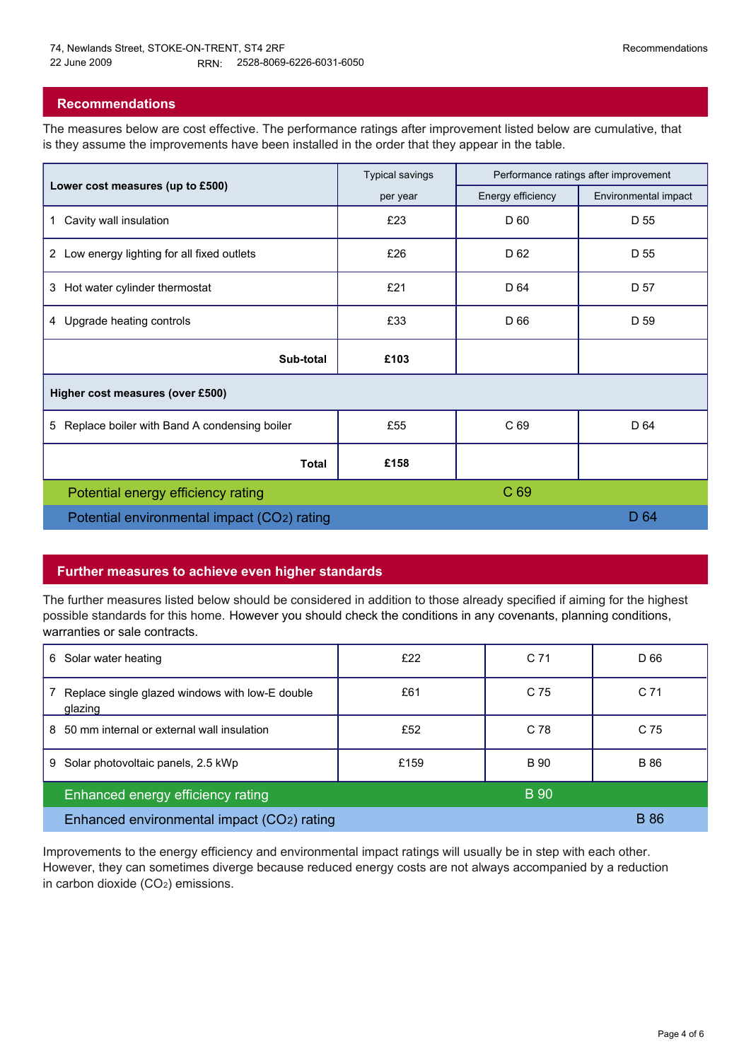74, Newlands Street, STOKE-ON-TRENT, ST4 2RF
22 June 2009 RRN: 2528-8069-6226-6031-6050

## Recommendations

The measures below are cost effective. The performance ratings after improvement listed below are cumulative, that is they assume the improvements have been installed in the order that they appear in the table.

| Lower cost measures (up to £500) | Typical savings per year | Performance ratings after improvement | |
|---|---|---|---|
| | | Energy efficiency | Environmental impact |
| 1 Cavity wall insulation | £23 | D 60 | D 55 |
| 2 Low energy lighting for all fixed outlets | £26 | D 62 | D 55 |
| 3 Hot water cylinder thermostat | £21 | D 64 | D 57 |
| 4 Upgrade heating controls | £33 | D 66 | D 59 |
| **Sub-total** | **£103** | | |
| **Higher cost measures (over £500)** | | | |
| 5 Replace boiler with Band A condensing boiler | £55 | C 69 | D 64 |
| **Total** | **£158** | | |
| Potential energy efficiency rating | | C 69 | |
| Potential environmental impact ($CO_2$) rating | | | D 64 |

## Further measures to achieve even higher standards

The further measures listed below should be considered in addition to those already specified if aiming for the highest possible standards for this home. However you should check the conditions in any covenants, planning conditions, warranties or sale contracts.

| Measure | Typical savings per year | Energy efficiency | Environmental impact |
|---|---|---|---|
| 6 Solar water heating | £22 | C 71 | D 66 |
| 7 Replace single glazed windows with low-E double glazing | £61 | C 75 | C 71 |
| 8 50 mm internal or external wall insulation | £52 | C 78 | C 75 |
| 9 Solar photovoltaic panels, 2.5 kWp | £159 | B 90 | B 86 |
| Enhanced energy efficiency rating | | B 90 | |
| Enhanced environmental impact ($CO_2$) rating | | | B 86 |

Improvements to the energy efficiency and environmental impact ratings will usually be in step with each other. However, they can sometimes diverge because reduced energy costs are not always accompanied by a reduction in carbon dioxide ($CO_2$) emissions.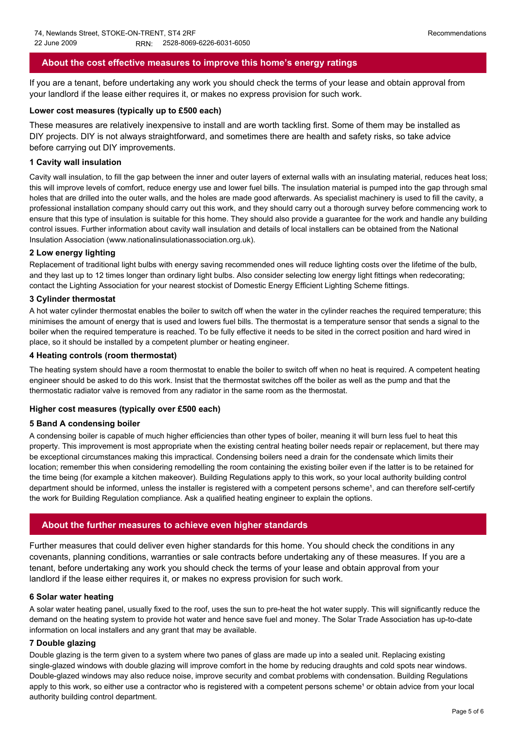## About the cost effective measures to improve this home's energy ratings

If you are a tenant, before undertaking any work you should check the terms of your lease and obtain approval from your landlord if the lease either requires it, or makes no express provision for such work.

### Lower cost measures (typically up to £500 each)

These measures are relatively inexpensive to install and are worth tackling first. Some of them may be installed as DIY projects. DIY is not always straightforward, and sometimes there are health and safety risks, so take advice before carrying out DIY improvements.

#### 1 Cavity wall insulation

Cavity wall insulation, to fill the gap between the inner and outer layers of external walls with an insulating material, reduces heat loss; this will improve levels of comfort, reduce energy use and lower fuel bills. The insulation material is pumped into the gap through smal holes that are drilled into the outer walls, and the holes are made good afterwards. As specialist machinery is used to fill the cavity, a professional installation company should carry out this work, and they should carry out a thorough survey before commencing work to ensure that this type of insulation is suitable for this home. They should also provide a guarantee for the work and handle any building control issues. Further information about cavity wall insulation and details of local installers can be obtained from the National Insulation Association (www.nationalinsulationassociation.org.uk).

#### 2 Low energy lighting

Replacement of traditional light bulbs with energy saving recommended ones will reduce lighting costs over the lifetime of the bulb, and they last up to 12 times longer than ordinary light bulbs. Also consider selecting low energy light fittings when redecorating; contact the Lighting Association for your nearest stockist of Domestic Energy Efficient Lighting Scheme fittings.

#### 3 Cylinder thermostat

A hot water cylinder thermostat enables the boiler to switch off when the water in the cylinder reaches the required temperature; this minimises the amount of energy that is used and lowers fuel bills. The thermostat is a temperature sensor that sends a signal to the boiler when the required temperature is reached. To be fully effective it needs to be sited in the correct position and hard wired in place, so it should be installed by a competent plumber or heating engineer.

#### 4 Heating controls (room thermostat)

The heating system should have a room thermostat to enable the boiler to switch off when no heat is required. A competent heating engineer should be asked to do this work. Insist that the thermostat switches off the boiler as well as the pump and that the thermostatic radiator valve is removed from any radiator in the same room as the thermostat.

### Higher cost measures (typically over £500 each)

#### 5 Band A condensing boiler

A condensing boiler is capable of much higher efficiencies than other types of boiler, meaning it will burn less fuel to heat this property. This improvement is most appropriate when the existing central heating boiler needs repair or replacement, but there may be exceptional circumstances making this impractical. Condensing boilers need a drain for the condensate which limits their location; remember this when considering remodelling the room containing the existing boiler even if the latter is to be retained for the time being (for example a kitchen makeover). Building Regulations apply to this work, so your local authority building control department should be informed, unless the installer is registered with a competent persons scheme[1], and can therefore self-certify the work for Building Regulation compliance. Ask a qualified heating engineer to explain the options.

## About the further measures to achieve even higher standards

Further measures that could deliver even higher standards for this home. You should check the conditions in any covenants, planning conditions, warranties or sale contracts before undertaking any of these measures. If you are a tenant, before undertaking any work you should check the terms of your lease and obtain approval from your landlord if the lease either requires it, or makes no express provision for such work.

#### 6 Solar water heating

A solar water heating panel, usually fixed to the roof, uses the sun to pre-heat the hot water supply. This will significantly reduce the demand on the heating system to provide hot water and hence save fuel and money. The Solar Trade Association has up-to-date information on local installers and any grant that may be available.

#### 7 Double glazing

Double glazing is the term given to a system where two panes of glass are made up into a sealed unit. Replacing existing single-glazed windows with double glazing will improve comfort in the home by reducing draughts and cold spots near windows. Double-glazed windows may also reduce noise, improve security and combat problems with condensation. Building Regulations apply to this work, so either use a contractor who is registered with a competent persons scheme[1] or obtain advice from your local authority building control department.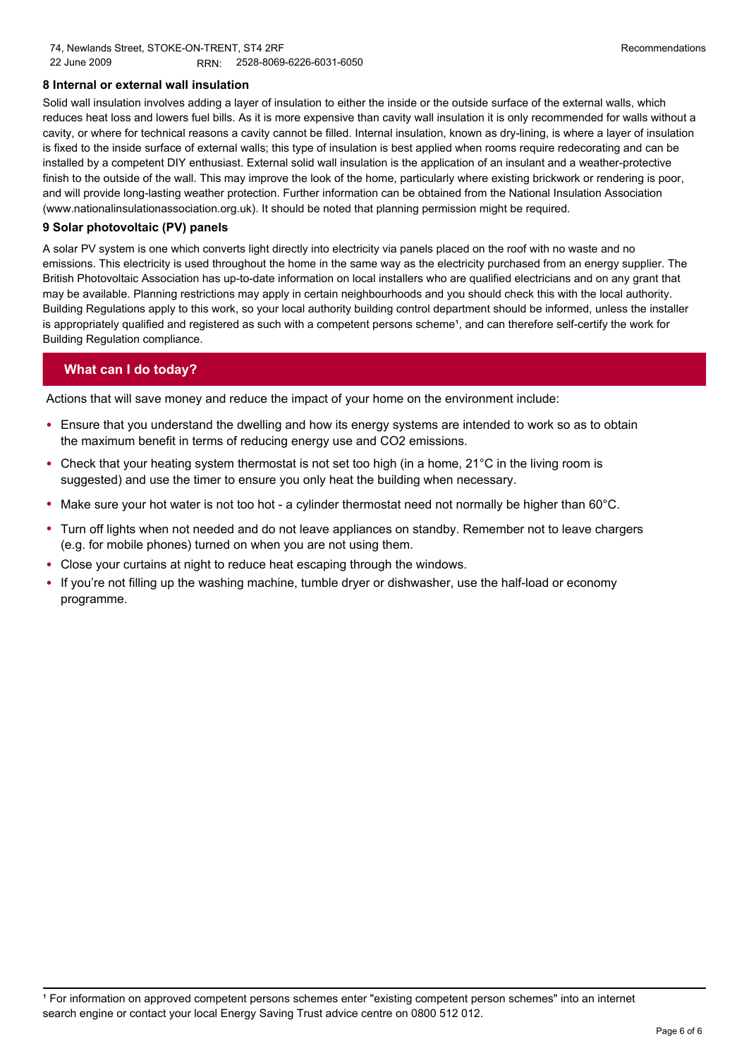### 8 Internal or external wall insulation

Solid wall insulation involves adding a layer of insulation to either the inside or the outside surface of the external walls, which reduces heat loss and lowers fuel bills. As it is more expensive than cavity wall insulation it is only recommended for walls without a cavity, or where for technical reasons a cavity cannot be filled. Internal insulation, known as dry-lining, is where a layer of insulation is fixed to the inside surface of external walls; this type of insulation is best applied when rooms require redecorating and can be installed by a competent DIY enthusiast. External solid wall insulation is the application of an insulant and a weather-protective finish to the outside of the wall. This may improve the look of the home, particularly where existing brickwork or rendering is poor, and will provide long-lasting weather protection. Further information can be obtained from the National Insulation Association (www.nationalinsulationassociation.org.uk). It should be noted that planning permission might be required.

### 9 Solar photovoltaic (PV) panels

A solar PV system is one which converts light directly into electricity via panels placed on the roof with no waste and no emissions. This electricity is used throughout the home in the same way as the electricity purchased from an energy supplier. The British Photovoltaic Association has up-to-date information on local installers who are qualified electricians and on any grant that may be available. Planning restrictions may apply in certain neighbourhoods and you should check this with the local authority. Building Regulations apply to this work, so your local authority building control department should be informed, unless the installer is appropriately qualified and registered as such with a competent persons scheme[1], and can therefore self-certify the work for Building Regulation compliance.

## What can I do today?

Actions that will save money and reduce the impact of your home on the environment include:

- Ensure that you understand the dwelling and how its energy systems are intended to work so as to obtain the maximum benefit in terms of reducing energy use and $CO_2$ emissions.
- Check that your heating system thermostat is not set too high (in a home, 21°C in the living room is suggested) and use the timer to ensure you only heat the building when necessary.
- Make sure your hot water is not too hot - a cylinder thermostat need not normally be higher than 60°C.
- Turn off lights when not needed and do not leave appliances on standby. Remember not to leave chargers (e.g. for mobile phones) turned on when you are not using them.
- Close your curtains at night to reduce heat escaping through the windows.
- If you're not filling up the washing machine, tumble dryer or dishwasher, use the half-load or economy programme.

[1] For information on approved competent persons schemes enter "existing competent person schemes" into an internet search engine or contact your local Energy Saving Trust advice centre on 0800 512 012.